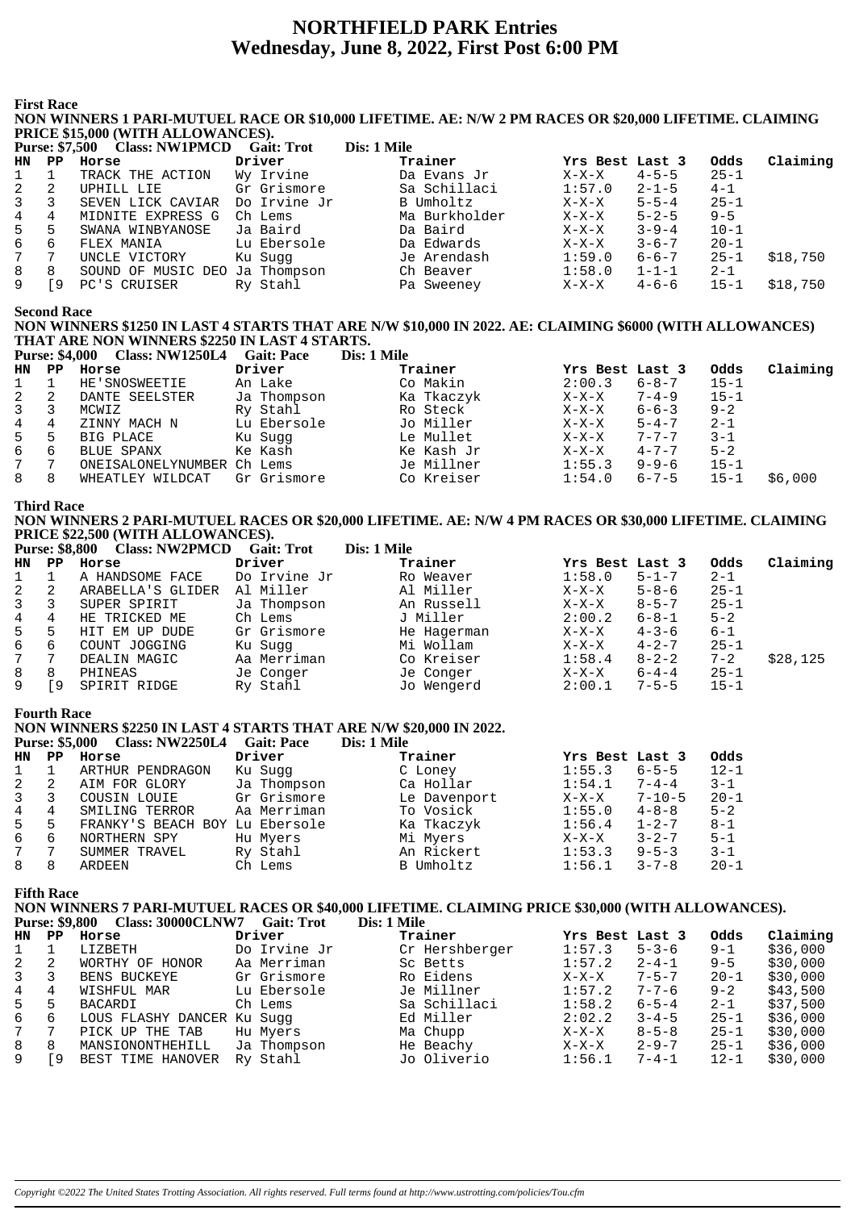# NORTHFIELD PARK Entries
## Wednesday, June 8, 2022, First Post 6:00 PM

**First Race**

**NON WINNERS 1 PARI-MUTUEL RACE OR $10,000 LIFETIME. AE: N/W 2 PM RACES OR $20,000 LIFETIME. CLAIMING PRICE $15,000 (WITH ALLOWANCES).**

**Purse: $7,500 Class: NW1PMCD Gait: Trot Dis: 1 Mile**

| HN | PP | Horse | Driver | Trainer | Yrs Best | Last 3 | Odds | Claiming |
|---|---|---|---|---|---|---|---|---|
| 1 | 1 | TRACK THE ACTION | Wy Irvine | Da Evans Jr | X-X-X | 4-5-5 | 25-1 | |
| 2 | 2 | UPHILL LIE | Gr Grismore | Sa Schillaci | 1:57.0 | 2-1-5 | 4-1 | |
| 3 | 3 | SEVEN LICK CAVIAR | Do Irvine Jr | B Umholtz | X-X-X | 5-5-4 | 25-1 | |
| 4 | 4 | MIDNITE EXPRESS G | Ch Lems | Ma Burkholder | X-X-X | 5-2-5 | 9-5 | |
| 5 | 5 | SWANA WINBYANOSE | Ja Baird | Da Baird | X-X-X | 3-9-4 | 10-1 | |
| 6 | 6 | FLEX MANIA | Lu Ebersole | Da Edwards | X-X-X | 3-6-7 | 20-1 | |
| 7 | 7 | UNCLE VICTORY | Ku Sugg | Je Arendash | 1:59.0 | 6-6-7 | 25-1 | $18,750 |
| 8 | 8 | SOUND OF MUSIC DEO | Ja Thompson | Ch Beaver | 1:58.0 | 1-1-1 | 2-1 | |
| 9 | [9 | PC'S CRUISER | Ry Stahl | Pa Sweeney | X-X-X | 4-6-6 | 15-1 | $18,750 |

**Second Race**

**NON WINNERS $1250 IN LAST 4 STARTS THAT ARE N/W $10,000 IN 2022. AE: CLAIMING $6000 (WITH ALLOWANCES) THAT ARE NON WINNERS $2250 IN LAST 4 STARTS.**

**Purse: $4,000 Class: NW1250L4 Gait: Pace Dis: 1 Mile**

| HN | PP | Horse | Driver | Trainer | Yrs Best | Last 3 | Odds | Claiming |
|---|---|---|---|---|---|---|---|---|
| 1 | 1 | HE'SNOSWEETIE | An Lake | Co Makin | 2:00.3 | 6-8-7 | 15-1 | |
| 2 | 2 | DANTE SEELSTER | Ja Thompson | Ka Tkaczyk | X-X-X | 7-4-9 | 15-1 | |
| 3 | 3 | MCWIZ | Ry Stahl | Ro Steck | X-X-X | 6-6-3 | 9-2 | |
| 4 | 4 | ZINNY MACH N | Lu Ebersole | Jo Miller | X-X-X | 5-4-7 | 2-1 | |
| 5 | 5 | BIG PLACE | Ku Sugg | Le Mullet | X-X-X | 7-7-7 | 3-1 | |
| 6 | 6 | BLUE SPANX | Ke Kash | Ke Kash Jr | X-X-X | 4-7-7 | 5-2 | |
| 7 | 7 | ONEISALONELYNUMBER | Ch Lems | Je Millner | 1:55.3 | 9-9-6 | 15-1 | |
| 8 | 8 | WHEATLEY WILDCAT | Gr Grismore | Co Kreiser | 1:54.0 | 6-7-5 | 15-1 | $6,000 |

**Third Race**

**NON WINNERS 2 PARI-MUTUEL RACES OR $20,000 LIFETIME. AE: N/W 4 PM RACES OR $30,000 LIFETIME. CLAIMING PRICE $22,500 (WITH ALLOWANCES).**

**Purse: $8,800 Class: NW2PMCD Gait: Trot Dis: 1 Mile**

| HN | PP | Horse | Driver | Trainer | Yrs Best | Last 3 | Odds | Claiming |
|---|---|---|---|---|---|---|---|---|
| 1 | 1 | A HANDSOME FACE | Do Irvine Jr | Ro Weaver | 1:58.0 | 5-1-7 | 2-1 | |
| 2 | 2 | ARABELLA'S GLIDER | Al Miller | Al Miller | X-X-X | 5-8-6 | 25-1 | |
| 3 | 3 | SUPER SPIRIT | Ja Thompson | An Russell | X-X-X | 8-5-7 | 25-1 | |
| 4 | 4 | HE TRICKED ME | Ch Lems | J Miller | 2:00.2 | 6-8-1 | 5-2 | |
| 5 | 5 | HIT EM UP DUDE | Gr Grismore | He Hagerman | X-X-X | 4-3-6 | 6-1 | |
| 6 | 6 | COUNT JOGGING | Ku Sugg | Mi Wollam | X-X-X | 4-2-7 | 25-1 | |
| 7 | 7 | DEALIN MAGIC | Aa Merriman | Co Kreiser | 1:58.4 | 8-2-2 | 7-2 | $28,125 |
| 8 | 8 | PHINEAS | Je Conger | Je Conger | X-X-X | 6-4-4 | 25-1 | |
| 9 | [9 | SPIRIT RIDGE | Ry Stahl | Jo Wengerd | 2:00.1 | 7-5-5 | 15-1 | |

**Fourth Race**

**NON WINNERS $2250 IN LAST 4 STARTS THAT ARE N/W $20,000 IN 2022.**

**Purse: $5,000 Class: NW2250L4 Gait: Pace Dis: 1 Mile**

| HN | PP | Horse | Driver | Trainer | Yrs Best | Last 3 | Odds |
|---|---|---|---|---|---|---|---|
| 1 | 1 | ARTHUR PENDRAGON | Ku Sugg | C Loney | 1:55.3 | 6-5-5 | 12-1 |
| 2 | 2 | AIM FOR GLORY | Ja Thompson | Ca Hollar | 1:54.1 | 7-4-4 | 3-1 |
| 3 | 3 | COUSIN LOUIE | Gr Grismore | Le Davenport | X-X-X | 7-10-5 | 20-1 |
| 4 | 4 | SMILING TERROR | Aa Merriman | To Vosick | 1:55.0 | 4-8-8 | 5-2 |
| 5 | 5 | FRANKY'S BEACH BOY | Lu Ebersole | Ka Tkaczyk | 1:56.4 | 1-2-7 | 8-1 |
| 6 | 6 | NORTHERN SPY | Hu Myers | Mi Myers | X-X-X | 3-2-7 | 5-1 |
| 7 | 7 | SUMMER TRAVEL | Ry Stahl | An Rickert | 1:53.3 | 9-5-3 | 3-1 |
| 8 | 8 | ARDEEN | Ch Lems | B Umholtz | 1:56.1 | 3-7-8 | 20-1 |

**Fifth Race**

**NON WINNERS 7 PARI-MUTUEL RACES OR $40,000 LIFETIME. CLAIMING PRICE $30,000 (WITH ALLOWANCES).**

**Purse: $9,800 Class: 30000CLNW7 Gait: Trot Dis: 1 Mile**

| HN | PP | Horse | Driver | Trainer | Yrs Best | Last 3 | Odds | Claiming |
|---|---|---|---|---|---|---|---|---|
| 1 | 1 | LIZBETH | Do Irvine Jr | Cr Hershberger | 1:57.3 | 5-3-6 | 9-1 | $36,000 |
| 2 | 2 | WORTHY OF HONOR | Aa Merriman | Sc Betts | 1:57.2 | 2-4-1 | 9-5 | $30,000 |
| 3 | 3 | BENS BUCKEYE | Gr Grismore | Ro Eidens | X-X-X | 7-5-7 | 20-1 | $30,000 |
| 4 | 4 | WISHFUL MAR | Lu Ebersole | Je Millner | 1:57.2 | 7-7-6 | 9-2 | $43,500 |
| 5 | 5 | BACARDI | Ch Lems | Sa Schillaci | 1:58.2 | 6-5-4 | 2-1 | $37,500 |
| 6 | 6 | LOUS FLASHY DANCER | Ku Sugg | Ed Miller | 2:02.2 | 3-4-5 | 25-1 | $36,000 |
| 7 | 7 | PICK UP THE TAB | Hu Myers | Ma Chupp | X-X-X | 8-5-8 | 25-1 | $30,000 |
| 8 | 8 | MANSIONONTHEHILL | Ja Thompson | He Beachy | X-X-X | 2-9-7 | 25-1 | $36,000 |
| 9 | [9 | BEST TIME HANOVER | Ry Stahl | Jo Oliverio | 1:56.1 | 7-4-1 | 12-1 | $30,000 |

*Copyright ©2022 The United States Trotting Association. All rights reserved. Full terms found at http://www.ustrotting.com/policies/Tou.cfm*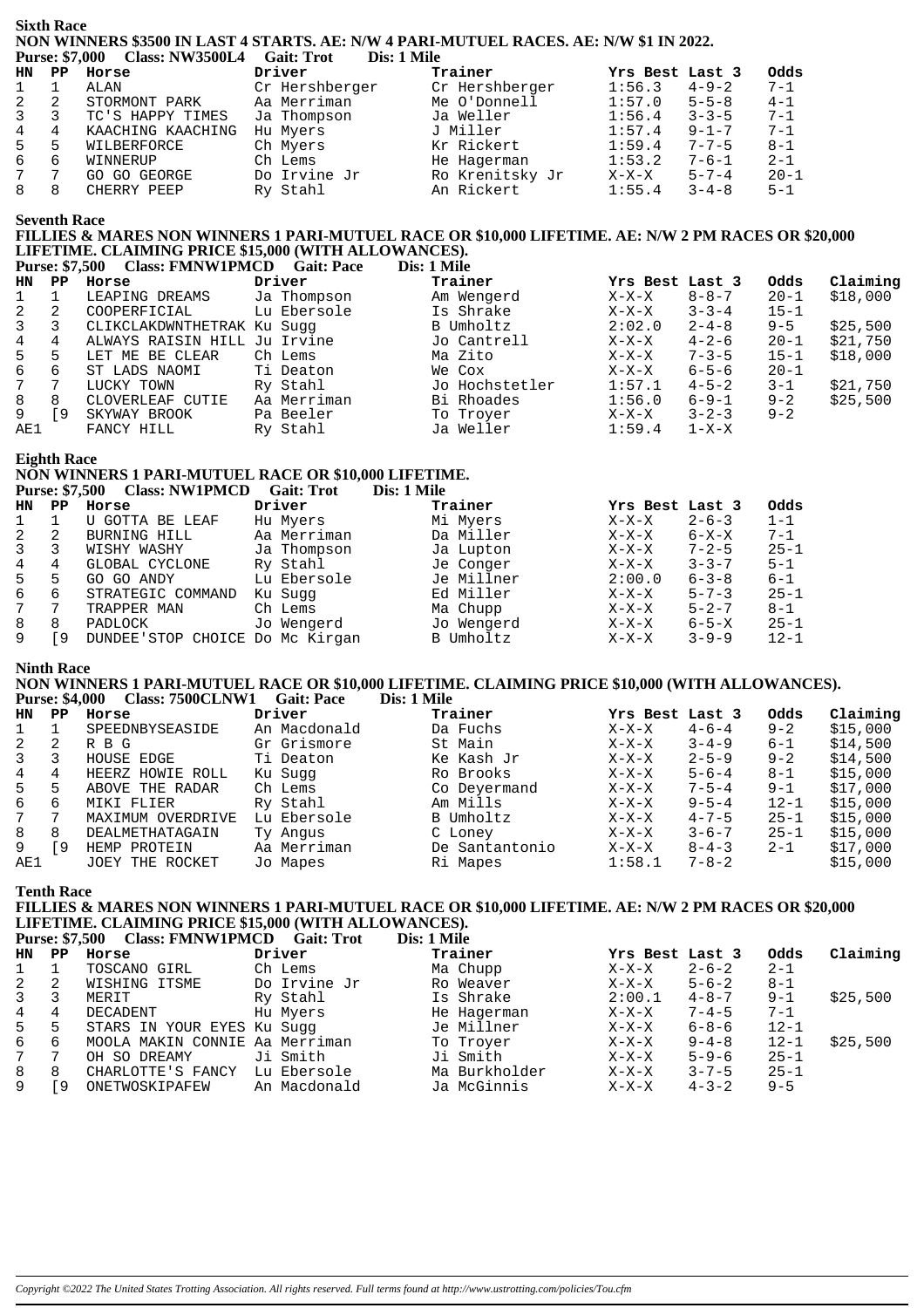## Sixth Race

**NON WINNERS $3500 IN LAST 4 STARTS. AE: N/W 4 PARI-MUTUEL RACES. AE: N/W $1 IN 2022.**

**Purse: $7,000 Class: NW3500L4 Gait: Trot Dis: 1 Mile**

| HN | PP | Horse | Driver | Trainer | Yrs Best | Last 3 | Odds |
|---|---|---|---|---|---|---|---|
| 1 | 1 | ALAN | Cr Hershberger | Cr Hershberger | 1:56.3 | 4-9-2 | 7-1 |
| 2 | 2 | STORMONT PARK | Aa Merriman | Me O'Donnell | 1:57.0 | 5-5-8 | 4-1 |
| 3 | 3 | TC'S HAPPY TIMES | Ja Thompson | Ja Weller | 1:56.4 | 3-3-5 | 7-1 |
| 4 | 4 | KAACHING KAACHING | Hu Myers | J Miller | 1:57.4 | 9-1-7 | 7-1 |
| 5 | 5 | WILBERFORCE | Ch Myers | Kr Rickert | 1:59.4 | 7-7-5 | 8-1 |
| 6 | 6 | WINNERUP | Ch Lems | He Hagerman | 1:53.2 | 7-6-1 | 2-1 |
| 7 | 7 | GO GO GEORGE | Do Irvine Jr | Ro Krenitsky Jr | X-X-X | 5-7-4 | 20-1 |
| 8 | 8 | CHERRY PEEP | Ry Stahl | An Rickert | 1:55.4 | 3-4-8 | 5-1 |

## Seventh Race

**FILLIES & MARES NON WINNERS 1 PARI-MUTUEL RACE OR $10,000 LIFETIME. AE: N/W 2 PM RACES OR $20,000 LIFETIME. CLAIMING PRICE $15,000 (WITH ALLOWANCES).**

**Purse: $7,500 Class: FMNW1PMCD Gait: Pace Dis: 1 Mile**

| HN | PP | Horse | Driver | Trainer | Yrs Best | Last 3 | Odds | Claiming |
|---|---|---|---|---|---|---|---|---|
| 1 | 1 | LEAPING DREAMS | Ja Thompson | Am Wengerd | X-X-X | 8-8-7 | 20-1 | $18,000 |
| 2 | 2 | COOPERFICIAL | Lu Ebersole | Is Shrake | X-X-X | 3-3-4 | 15-1 | |
| 3 | 3 | CLIKCLAKDWNTHETRAK | Ku Sugg | B Umholtz | 2:02.0 | 2-4-8 | 9-5 | $25,500 |
| 4 | 4 | ALWAYS RAISIN HILL | Ju Irvine | Jo Cantrell | X-X-X | 4-2-6 | 20-1 | $21,750 |
| 5 | 5 | LET ME BE CLEAR | Ch Lems | Ma Zito | X-X-X | 7-3-5 | 15-1 | $18,000 |
| 6 | 6 | ST LADS NAOMI | Ti Deaton | We Cox | X-X-X | 6-5-6 | 20-1 | |
| 7 | 7 | LUCKY TOWN | Ry Stahl | Jo Hochstetler | 1:57.1 | 4-5-2 | 3-1 | $21,750 |
| 8 | 8 | CLOVERLEAF CUTIE | Aa Merriman | Bi Rhoades | 1:56.0 | 6-9-1 | 9-2 | $25,500 |
| 9 | [9 | SKYWAY BROOK | Pa Beeler | To Troyer | X-X-X | 3-2-3 | 9-2 | |
| AE1 | | FANCY HILL | Ry Stahl | Ja Weller | 1:59.4 | 1-X-X | | |

## Eighth Race

**NON WINNERS 1 PARI-MUTUEL RACE OR $10,000 LIFETIME.**

**Purse: $7,500 Class: NW1PMCD Gait: Trot Dis: 1 Mile**

| HN | PP | Horse | Driver | Trainer | Yrs Best | Last 3 | Odds |
|---|---|---|---|---|---|---|---|
| 1 | 1 | U GOTTA BE LEAF | Hu Myers | Mi Myers | X-X-X | 2-6-3 | 1-1 |
| 2 | 2 | BURNING HILL | Aa Merriman | Da Miller | X-X-X | 6-X-X | 7-1 |
| 3 | 3 | WISHY WASHY | Ja Thompson | Ja Lupton | X-X-X | 7-2-5 | 25-1 |
| 4 | 4 | GLOBAL CYCLONE | Ry Stahl | Je Conger | X-X-X | 3-3-7 | 5-1 |
| 5 | 5 | GO GO ANDY | Lu Ebersole | Je Millner | 2:00.0 | 6-3-8 | 6-1 |
| 6 | 6 | STRATEGIC COMMAND | Ku Sugg | Ed Miller | X-X-X | 5-7-3 | 25-1 |
| 7 | 7 | TRAPPER MAN | Ch Lems | Ma Chupp | X-X-X | 5-2-7 | 8-1 |
| 8 | 8 | PADLOCK | Jo Wengerd | Jo Wengerd | X-X-X | 6-5-X | 25-1 |
| 9 | [9 | DUNDEE'STOP CHOICE | Do Mc Kirgan | B Umholtz | X-X-X | 3-9-9 | 12-1 |

## Ninth Race

**NON WINNERS 1 PARI-MUTUEL RACE OR $10,000 LIFETIME. CLAIMING PRICE $10,000 (WITH ALLOWANCES).**

**Purse: $4,000 Class: 7500CLNW1 Gait: Pace Dis: 1 Mile**

| HN | PP | Horse | Driver | Trainer | Yrs Best | Last 3 | Odds | Claiming |
|---|---|---|---|---|---|---|---|---|
| 1 | 1 | SPEEDNBYSEASIDE | An Macdonald | Da Fuchs | X-X-X | 4-6-4 | 9-2 | $15,000 |
| 2 | 2 | R B G | Gr Grismore | St Main | X-X-X | 3-4-9 | 6-1 | $14,500 |
| 3 | 3 | HOUSE EDGE | Ti Deaton | Ke Kash Jr | X-X-X | 2-5-9 | 9-2 | $14,500 |
| 4 | 4 | HEERZ HOWIE ROLL | Ku Sugg | Ro Brooks | X-X-X | 5-6-4 | 8-1 | $15,000 |
| 5 | 5 | ABOVE THE RADAR | Ch Lems | Co Deyermand | X-X-X | 7-5-4 | 9-1 | $17,000 |
| 6 | 6 | MIKI FLIER | Ry Stahl | Am Mills | X-X-X | 9-5-4 | 12-1 | $15,000 |
| 7 | 7 | MAXIMUM OVERDRIVE | Lu Ebersole | B Umholtz | X-X-X | 4-7-5 | 25-1 | $15,000 |
| 8 | 8 | DEALMETHATAGAIN | Ty Angus | C Loney | X-X-X | 3-6-7 | 25-1 | $15,000 |
| 9 | [9 | HEMP PROTEIN | Aa Merriman | De Santantonio | X-X-X | 8-4-3 | 2-1 | $17,000 |
| AE1 | | JOEY THE ROCKET | Jo Mapes | Ri Mapes | 1:58.1 | 7-8-2 | | $15,000 |

## Tenth Race

**FILLIES & MARES NON WINNERS 1 PARI-MUTUEL RACE OR $10,000 LIFETIME. AE: N/W 2 PM RACES OR $20,000 LIFETIME. CLAIMING PRICE $15,000 (WITH ALLOWANCES).**

**Purse: $7,500 Class: FMNW1PMCD Gait: Trot Dis: 1 Mile**

| HN | PP | Horse | Driver | Trainer | Yrs Best | Last 3 | Odds | Claiming |
|---|---|---|---|---|---|---|---|---|
| 1 | 1 | TOSCANO GIRL | Ch Lems | Ma Chupp | X-X-X | 2-6-2 | 2-1 | |
| 2 | 2 | WISHING ITSME | Do Irvine Jr | Ro Weaver | X-X-X | 5-6-2 | 8-1 | |
| 3 | 3 | MERIT | Ry Stahl | Is Shrake | 2:00.1 | 4-8-7 | 9-1 | $25,500 |
| 4 | 4 | DECADENT | Hu Myers | He Hagerman | X-X-X | 7-4-5 | 7-1 | |
| 5 | 5 | STARS IN YOUR EYES | Ku Sugg | Je Millner | X-X-X | 6-8-6 | 12-1 | |
| 6 | 6 | MOOLA MAKIN CONNIE | Aa Merriman | To Troyer | X-X-X | 9-4-8 | 12-1 | $25,500 |
| 7 | 7 | OH SO DREAMY | Ji Smith | Ji Smith | X-X-X | 5-9-6 | 25-1 | |
| 8 | 8 | CHARLOTTE'S FANCY | Lu Ebersole | Ma Burkholder | X-X-X | 3-7-5 | 25-1 | |
| 9 | [9 | ONETWOSKIPAFEW | An Macdonald | Ja McGinnis | X-X-X | 4-3-2 | 9-5 | |

*Copyright ©2022 The United States Trotting Association. All rights reserved. Full terms found at http://www.ustrotting.com/policies/Tou.cfm*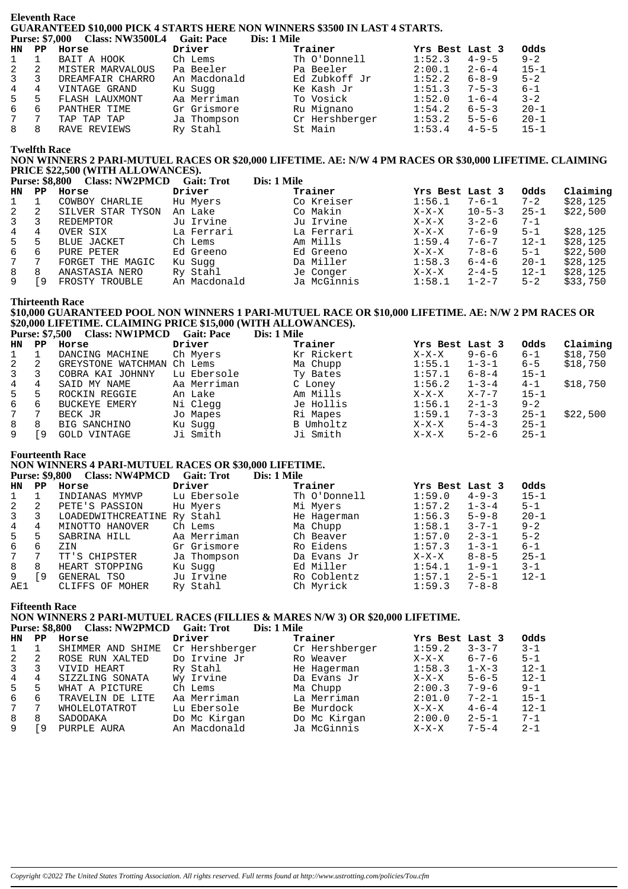## Eleventh Race

**GUARANTEED $10,000 PICK 4 STARTS HERE NON WINNERS $3500 IN LAST 4 STARTS.**

**Purse: $7,000 Class: NW3500L4 Gait: Pace Dis: 1 Mile**

| HN | PP | Horse | Driver | Trainer | Yrs Best | Last 3 | Odds |
|---|---|---|---|---|---|---|---|
| 1 | 1 | BAIT A HOOK | Ch Lems | Th O'Donnell | 1:52.3 | 4-9-5 | 9-2 |
| 2 | 2 | MISTER MARVALOUS | Pa Beeler | Pa Beeler | 2:00.1 | 2-6-4 | 15-1 |
| 3 | 3 | DREAMFAIR CHARRO | An Macdonald | Ed Zubkoff Jr | 1:52.2 | 6-8-9 | 5-2 |
| 4 | 4 | VINTAGE GRAND | Ku Sugg | Ke Kash Jr | 1:51.3 | 7-5-3 | 6-1 |
| 5 | 5 | FLASH LAUXMONT | Aa Merriman | To Vosick | 1:52.0 | 1-6-4 | 3-2 |
| 6 | 6 | PANTHER TIME | Gr Grismore | Ru Mignano | 1:54.2 | 6-5-3 | 20-1 |
| 7 | 7 | TAP TAP TAP | Ja Thompson | Cr Hershberger | 1:53.2 | 5-5-6 | 20-1 |
| 8 | 8 | RAVE REVIEWS | Ry Stahl | St Main | 1:53.4 | 4-5-5 | 15-1 |

## Twelfth Race

**NON WINNERS 2 PARI-MUTUEL RACES OR $20,000 LIFETIME. AE: N/W 4 PM RACES OR $30,000 LIFETIME. CLAIMING PRICE $22,500 (WITH ALLOWANCES).**

**Purse: $8,800 Class: NW2PMCD Gait: Trot Dis: 1 Mile**

| HN | PP | Horse | Driver | Trainer | Yrs Best | Last 3 | Odds | Claiming |
|---|---|---|---|---|---|---|---|---|
| 1 | 1 | COWBOY CHARLIE | Hu Myers | Co Kreiser | 1:56.1 | 7-6-1 | 7-2 | $28,125 |
| 2 | 2 | SILVER STAR TYSON | An Lake | Co Makin | X-X-X | 10-5-3 | 25-1 | $22,500 |
| 3 | 3 | REDEMPTOR | Ju Irvine | Ju Irvine | X-X-X | 3-2-6 | 7-1 | |
| 4 | 4 | OVER SIX | La Ferrari | La Ferrari | X-X-X | 7-6-9 | 5-1 | $28,125 |
| 5 | 5 | BLUE JACKET | Ch Lems | Am Mills | 1:59.4 | 7-6-7 | 12-1 | $28,125 |
| 6 | 6 | PURE PETER | Ed Greeno | Ed Greeno | X-X-X | 7-8-6 | 5-1 | $22,500 |
| 7 | 7 | FORGET THE MAGIC | Ku Sugg | Da Miller | 1:58.3 | 6-4-6 | 20-1 | $28,125 |
| 8 | 8 | ANASTASIA NERO | Ry Stahl | Je Conger | X-X-X | 2-4-5 | 12-1 | $28,125 |
| 9 | [9 | FROSTY TROUBLE | An Macdonald | Ja McGinnis | 1:58.1 | 1-2-7 | 5-2 | $33,750 |

## Thirteenth Race

**$10,000 GUARANTEED POOL NON WINNERS 1 PARI-MUTUEL RACE OR $10,000 LIFETIME. AE: N/W 2 PM RACES OR $20,000 LIFETIME. CLAIMING PRICE $15,000 (WITH ALLOWANCES).**

**Purse: $7,500 Class: NW1PMCD Gait: Pace Dis: 1 Mile**

| HN | PP | Horse | Driver | Trainer | Yrs Best | Last 3 | Odds | Claiming |
|---|---|---|---|---|---|---|---|---|
| 1 | 1 | DANCING MACHINE | Ch Myers | Kr Rickert | X-X-X | 9-6-6 | 6-1 | $18,750 |
| 2 | 2 | GREYSTONE WATCHMAN | Ch Lems | Ma Chupp | 1:55.1 | 1-3-1 | 6-5 | $18,750 |
| 3 | 3 | COBRA KAI JOHNNY | Lu Ebersole | Ty Bates | 1:57.1 | 6-8-4 | 15-1 | |
| 4 | 4 | SAID MY NAME | Aa Merriman | C Loney | 1:56.2 | 1-3-4 | 4-1 | $18,750 |
| 5 | 5 | ROCKIN REGGIE | An Lake | Am Mills | X-X-X | X-7-7 | 15-1 | |
| 6 | 6 | BUCKEYE EMERY | Ni Clegg | Je Hollis | 1:56.1 | 2-1-3 | 9-2 | |
| 7 | 7 | BECK JR | Jo Mapes | Ri Mapes | 1:59.1 | 7-3-3 | 25-1 | $22,500 |
| 8 | 8 | BIG SANCHINO | Ku Sugg | B Umholtz | X-X-X | 5-4-3 | 25-1 | |
| 9 | [9 | GOLD VINTAGE | Ji Smith | Ji Smith | X-X-X | 5-2-6 | 25-1 | |

## Fourteenth Race

**NON WINNERS 4 PARI-MUTUEL RACES OR $30,000 LIFETIME.**

**Purse: $9,800 Class: NW4PMCD Gait: Trot Dis: 1 Mile**

| HN | PP | Horse | Driver | Trainer | Yrs Best | Last 3 | Odds |
|---|---|---|---|---|---|---|---|
| 1 | 1 | INDIANAS MYMVP | Lu Ebersole | Th O'Donnell | 1:59.0 | 4-9-3 | 15-1 |
| 2 | 2 | PETE'S PASSION | Hu Myers | Mi Myers | 1:57.2 | 1-3-4 | 5-1 |
| 3 | 3 | LOADEDWITHCREATINE | Ry Stahl | He Hagerman | 1:56.3 | 5-9-8 | 20-1 |
| 4 | 4 | MINOTTO HANOVER | Ch Lems | Ma Chupp | 1:58.1 | 3-7-1 | 9-2 |
| 5 | 5 | SABRINA HILL | Aa Merriman | Ch Beaver | 1:57.0 | 2-3-1 | 5-2 |
| 6 | 6 | ZIN | Gr Grismore | Ro Eidens | 1:57.3 | 1-3-1 | 6-1 |
| 7 | 7 | TT'S CHIPSTER | Ja Thompson | Da Evans Jr | X-X-X | 8-8-5 | 25-1 |
| 8 | 8 | HEART STOPPING | Ku Sugg | Ed Miller | 1:54.1 | 1-9-1 | 3-1 |
| 9 | [9 | GENERAL TSO | Ju Irvine | Ro Coblentz | 1:57.1 | 2-5-1 | 12-1 |
| AE1 | | CLIFFS OF MOHER | Ry Stahl | Ch Myrick | 1:59.3 | 7-8-8 | |

## Fifteenth Race

**NON WINNERS 2 PARI-MUTUEL RACES (FILLIES & MARES N/W 3) OR $20,000 LIFETIME.**

**Purse: $8,800 Class: NW2PMCD Gait: Trot Dis: 1 Mile**

| HN | PP | Horse | Driver | Trainer | Yrs Best | Last 3 | Odds |
|---|---|---|---|---|---|---|---|
| 1 | 1 | SHIMMER AND SHIME | Cr Hershberger | Cr Hershberger | 1:59.2 | 3-3-7 | 3-1 |
| 2 | 2 | ROSE RUN XALTED | Do Irvine Jr | Ro Weaver | X-X-X | 6-7-6 | 5-1 |
| 3 | 3 | VIVID HEART | Ry Stahl | He Hagerman | 1:58.3 | 1-X-3 | 12-1 |
| 4 | 4 | SIZZLING SONATA | Wy Irvine | Da Evans Jr | X-X-X | 5-6-5 | 12-1 |
| 5 | 5 | WHAT A PICTURE | Ch Lems | Ma Chupp | 2:00.3 | 7-9-6 | 9-1 |
| 6 | 6 | TRAVELIN DE LITE | Aa Merriman | La Merriman | 2:01.0 | 7-2-1 | 15-1 |
| 7 | 7 | WHOLELOTATROT | Lu Ebersole | Be Murdock | X-X-X | 4-6-4 | 12-1 |
| 8 | 8 | SADODAKA | Do Mc Kirgan | Do Mc Kirgan | 2:00.0 | 2-5-1 | 7-1 |
| 9 | [9 | PURPLE AURA | An Macdonald | Ja McGinnis | X-X-X | 7-5-4 | 2-1 |

*Copyright ©2022 The United States Trotting Association. All rights reserved. Full terms found at http://www.ustrotting.com/policies/Tou.cfm*